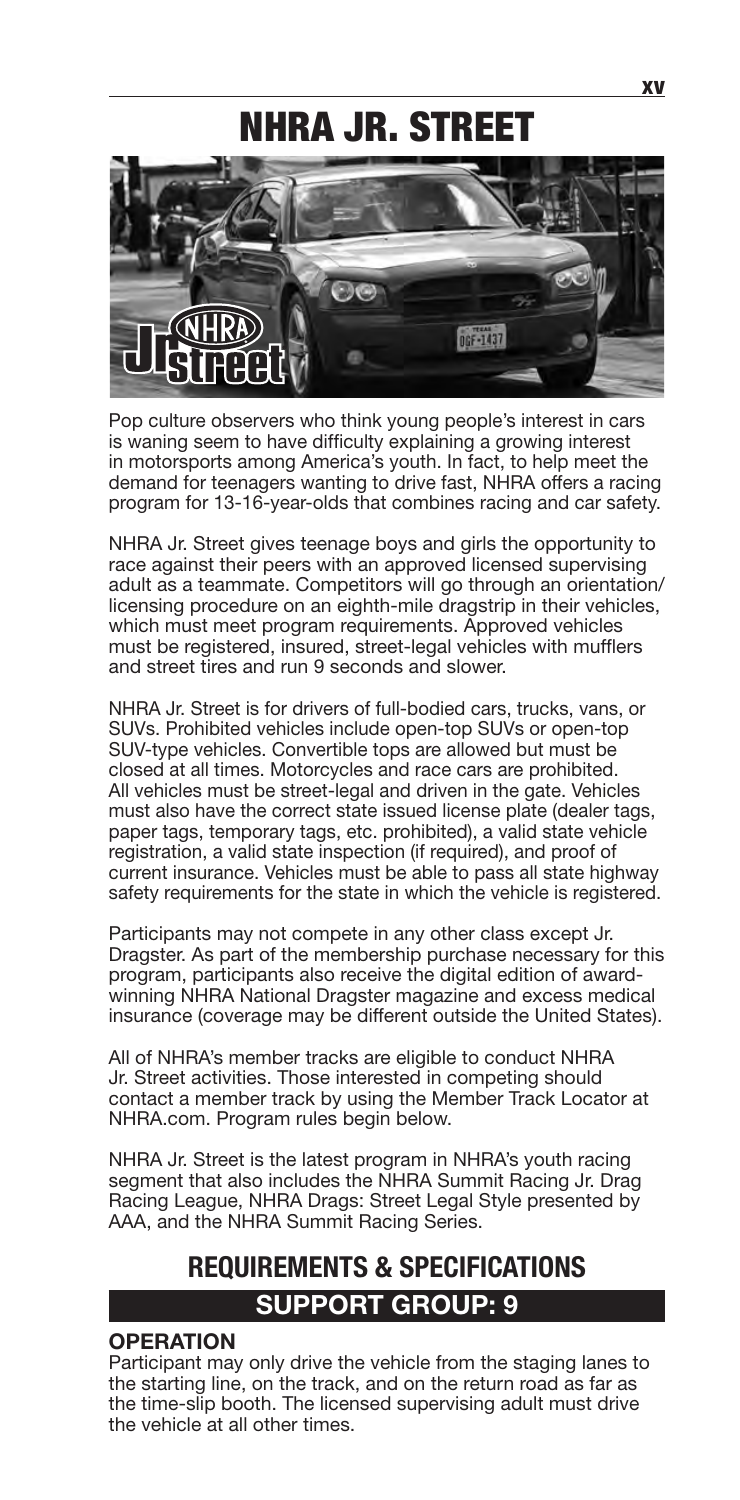# NHRA JR. STREET

Pop culture observers who think young people's interest in cars is waning seem to have difficulty explaining a growing interest in motorsports among America's youth. In fact, to help meet the demand for teenagers wanting to drive fast, NHRA offers a racing program for 13-16-year-olds that combines racing and car safety.

NHRA Jr. Street gives teenage boys and girls the opportunity to race against their peers with an approved licensed supervising adult as a teammate. Competitors will go through an orientation/ licensing procedure on an eighth-mile dragstrip in their vehicles, which must meet program requirements. Approved vehicles must be registered, insured, street-legal vehicles with mufflers and street tires and run 9 seconds and slower.

NHRA Jr. Street is for drivers of full-bodied cars, trucks, vans, or SUVs. Prohibited vehicles include open-top SUVs or open-top SUV-type vehicles. Convertible tops are allowed but must be closed at all times. Motorcycles and race cars are prohibited. All vehicles must be street-legal and driven in the gate. Vehicles must also have the correct state issued license plate (dealer tags, paper tags, temporary tags, etc. prohibited), a valid state vehicle registration, a valid state inspection (if required), and proof of current insurance. Vehicles must be able to pass all state highway safety requirements for the state in which the vehicle is registered.

Participants may not compete in any other class except Jr. Dragster. As part of the membership purchase necessary for this program, participants also receive the digital edition of award-winning NHRA National Dragster magazine and excess medical insurance (coverage may be different outside the United States).

All of NHRA's member tracks are eligible to conduct NHRA Jr. Street activities. Those interested in competing should contact a member track by using the Member Track Locator at NHRA.com. Program rules begin below.

NHRA Jr. Street is the latest program in NHRA's youth racing segment that also includes the NHRA Summit Racing Jr. Drag Racing League, NHRA Drags: Street Legal Style presented by AAA, and the NHRA Summit Racing Series.

## REQUIREMENTS & SPECIFICATIONS

## SUPPORT GROUP: 9

### OPERATION

Participant may only drive the vehicle from the staging lanes to the starting line, on the track, and on the return road as far as the time-slip booth. The licensed supervising adult must drive the vehicle at all other times.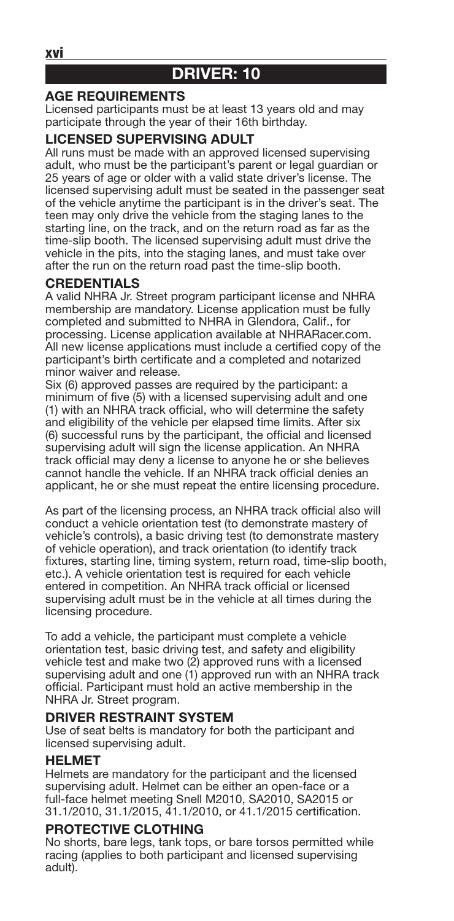## DRIVER: 10

### AGE REQUIREMENTS

Licensed participants must be at least 13 years old and may participate through the year of their 16th birthday.

### LICENSED SUPERVISING ADULT

All runs must be made with an approved licensed supervising adult, who must be the participant's parent or legal guardian or 25 years of age or older with a valid state driver's license. The licensed supervising adult must be seated in the passenger seat of the vehicle anytime the participant is in the driver's seat. The teen may only drive the vehicle from the staging lanes to the starting line, on the track, and on the return road as far as the time-slip booth. The licensed supervising adult must drive the vehicle in the pits, into the staging lanes, and must take over after the run on the return road past the time-slip booth.

### CREDENTIALS

A valid NHRA Jr. Street program participant license and NHRA membership are mandatory. License application must be fully completed and submitted to NHRA in Glendora, Calif., for processing. License application available at NHRARacer.com. All new license applications must include a certified copy of the participant's birth certificate and a completed and notarized minor waiver and release.

Six (6) approved passes are required by the participant: a minimum of five (5) with a licensed supervising adult and one (1) with an NHRA track official, who will determine the safety and eligibility of the vehicle per elapsed time limits. After six (6) successful runs by the participant, the official and licensed supervising adult will sign the license application. An NHRA track official may deny a license to anyone he or she believes cannot handle the vehicle. If an NHRA track official denies an applicant, he or she must repeat the entire licensing procedure.

As part of the licensing process, an NHRA track official also will conduct a vehicle orientation test (to demonstrate mastery of vehicle's controls), a basic driving test (to demonstrate mastery of vehicle operation), and track orientation (to identify track fixtures, starting line, timing system, return road, time-slip booth, etc.). A vehicle orientation test is required for each vehicle entered in competition. An NHRA track official or licensed supervising adult must be in the vehicle at all times during the licensing procedure.

To add a vehicle, the participant must complete a vehicle orientation test, basic driving test, and safety and eligibility vehicle test and make two (2) approved runs with a licensed supervising adult and one (1) approved run with an NHRA track official. Participant must hold an active membership in the NHRA Jr. Street program.

### DRIVER RESTRAINT SYSTEM

Use of seat belts is mandatory for both the participant and licensed supervising adult.

### HELMET

Helmets are mandatory for the participant and the licensed supervising adult. Helmet can be either an open-face or a full-face helmet meeting Snell M2010, SA2010, SA2015 or 31.1/2010, 31.1/2015, 41.1/2010, or 41.1/2015 certification.

### PROTECTIVE CLOTHING

No shorts, bare legs, tank tops, or bare torsos permitted while racing (applies to both participant and licensed supervising adult).